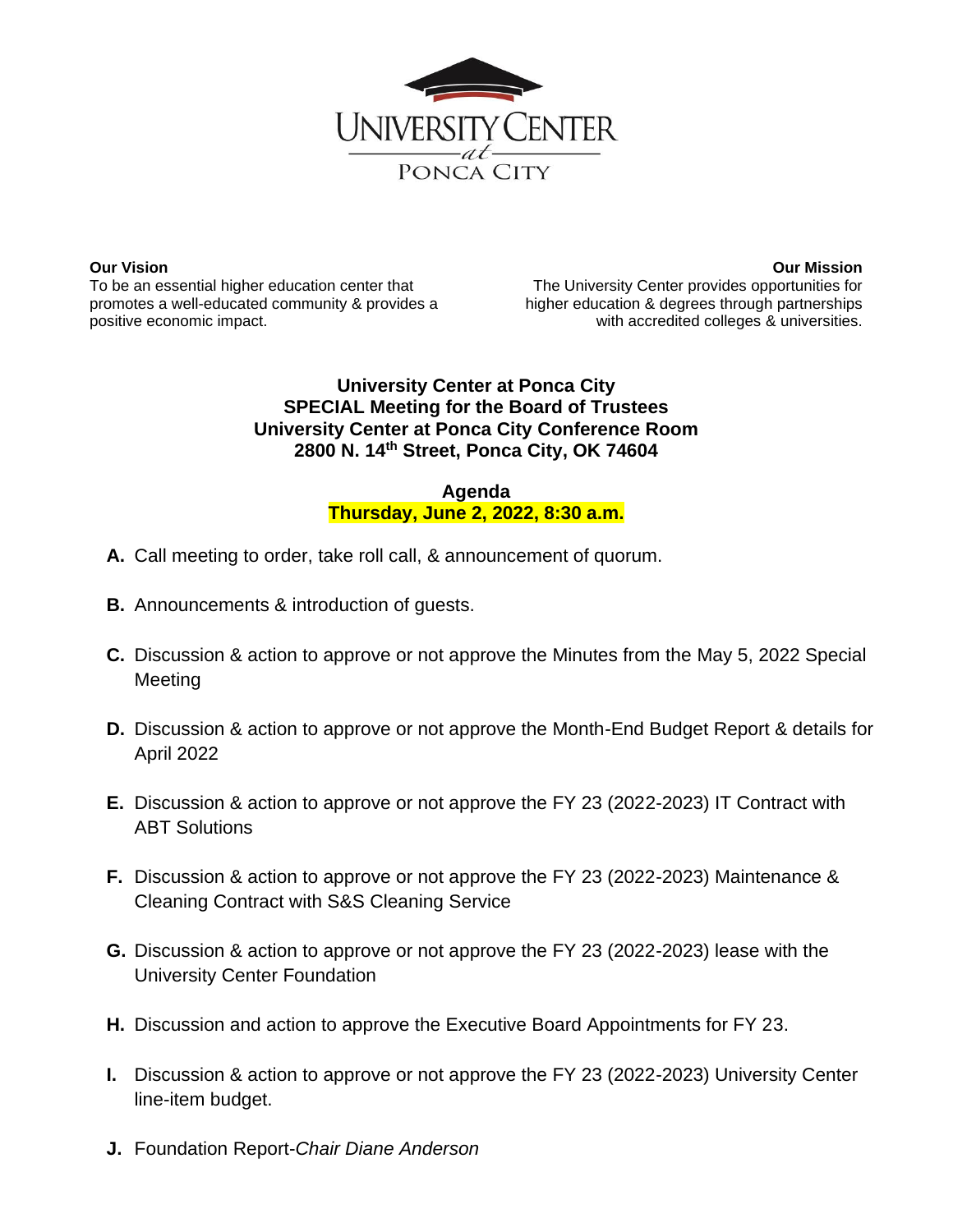UNIVERSITY CENTER
*at*
PONCA CITY

**Our Vision**
To be an essential higher education center that promotes a well-educated community & provides a positive economic impact.

**Our Mission**
The University Center provides opportunities for higher education & degrees through partnerships with accredited colleges & universities.

**University Center at Ponca City**
**SPECIAL Meeting for the Board of Trustees**
**University Center at Ponca City Conference Room**
**2800 N. 14th Street, Ponca City, OK 74604**

**Agenda**
**Thursday, June 2, 2022, 8:30 a.m.**

**A.** Call meeting to order, take roll call, & announcement of quorum.

**B.** Announcements & introduction of guests.

**C.** Discussion & action to approve or not approve the Minutes from the May 5, 2022 Special Meeting

**D.** Discussion & action to approve or not approve the Month-End Budget Report & details for April 2022

**E.** Discussion & action to approve or not approve the FY 23 (2022-2023) IT Contract with ABT Solutions

**F.** Discussion & action to approve or not approve the FY 23 (2022-2023) Maintenance & Cleaning Contract with S&S Cleaning Service

**G.** Discussion & action to approve or not approve the FY 23 (2022-2023) lease with the University Center Foundation

**H.** Discussion and action to approve the Executive Board Appointments for FY 23.

**I.** Discussion & action to approve or not approve the FY 23 (2022-2023) University Center line-item budget.

**J.** Foundation Report-*Chair Diane Anderson*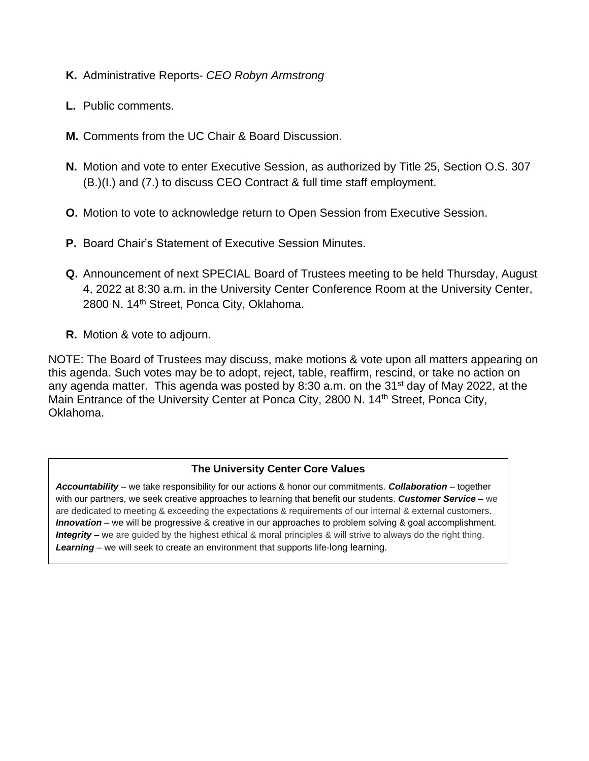**K.** Administrative Reports- *CEO Robyn Armstrong*

**L.** Public comments.

**M.** Comments from the UC Chair & Board Discussion.

**N.** Motion and vote to enter Executive Session, as authorized by Title 25, Section O.S. 307 (B.)(I.) and (7.) to discuss CEO Contract & full time staff employment.

**O.** Motion to vote to acknowledge return to Open Session from Executive Session.

**P.** Board Chair's Statement of Executive Session Minutes.

**Q.** Announcement of next SPECIAL Board of Trustees meeting to be held Thursday, August 4, 2022 at 8:30 a.m. in the University Center Conference Room at the University Center, 2800 N. 14th Street, Ponca City, Oklahoma.

**R.** Motion & vote to adjourn.

NOTE: The Board of Trustees may discuss, make motions & vote upon all matters appearing on this agenda. Such votes may be to adopt, reject, table, reaffirm, rescind, or take no action on any agenda matter. This agenda was posted by 8:30 a.m. on the 31st day of May 2022, at the Main Entrance of the University Center at Ponca City, 2800 N. 14th Street, Ponca City, Oklahoma.

**The University Center Core Values**

***Accountability*** – we take responsibility for our actions & honor our commitments. ***Collaboration*** – together with our partners, we seek creative approaches to learning that benefit our students. ***Customer Service*** – we are dedicated to meeting & exceeding the expectations & requirements of our internal & external customers. ***Innovation*** – we will be progressive & creative in our approaches to problem solving & goal accomplishment. ***Integrity*** – we are guided by the highest ethical & moral principles & will strive to always do the right thing. ***Learning*** – we will seek to create an environment that supports life-long learning.